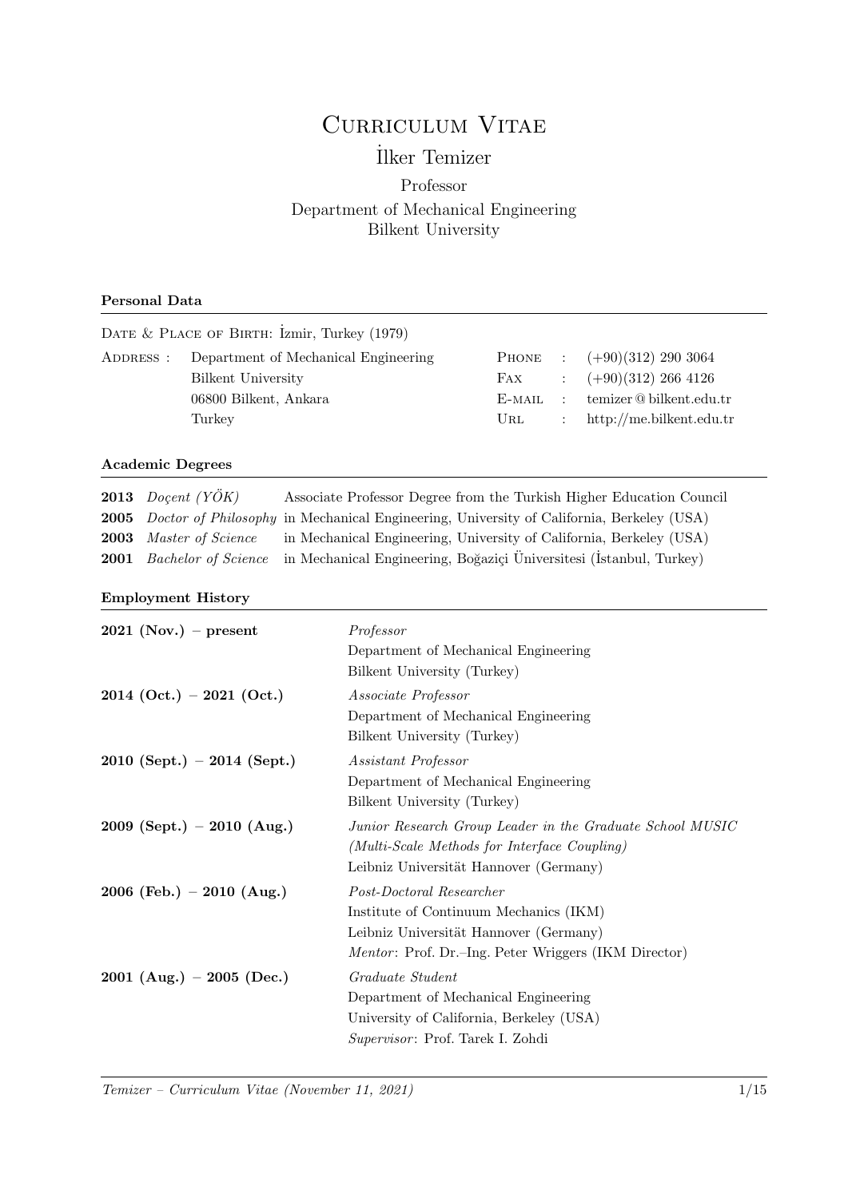# Curriculum Vitae

## İlker Temizer

Professor
Department of Mechanical Engineering
Bilkent University

### Personal Data

Date & Place of Birth: İzmir, Turkey (1979)

| Address : | Department of Mechanical Engineering | Phone | : | (+90)(312) 290 3064 |
|---|---|---|---|---|
| | Bilkent University | Fax | : | (+90)(312) 266 4126 |
| | 06800 Bilkent, Ankara | E-mail | : | temizer@bilkent.edu.tr |
| | Turkey | Url | : | http://me.bilkent.edu.tr |

### Academic Degrees

| | | |
|---|---|---|
| **2013** | *Doçent (YÖK)* | Associate Professor Degree from the Turkish Higher Education Council |
| **2005** | *Doctor of Philosophy* | in Mechanical Engineering, University of California, Berkeley (USA) |
| **2003** | *Master of Science* | in Mechanical Engineering, University of California, Berkeley (USA) |
| **2001** | *Bachelor of Science* | in Mechanical Engineering, Boğaziçi Üniversitesi (İstanbul, Turkey) |

### Employment History

**2021 (Nov.) – present**
*Professor*
Department of Mechanical Engineering
Bilkent University (Turkey)

**2014 (Oct.) – 2021 (Oct.)**
*Associate Professor*
Department of Mechanical Engineering
Bilkent University (Turkey)

**2010 (Sept.) – 2014 (Sept.)**
*Assistant Professor*
Department of Mechanical Engineering
Bilkent University (Turkey)

**2009 (Sept.) – 2010 (Aug.)**
*Junior Research Group Leader in the Graduate School MUSIC*
*(Multi-Scale Methods for Interface Coupling)*
Leibniz Universität Hannover (Germany)

**2006 (Feb.) – 2010 (Aug.)**
*Post-Doctoral Researcher*
Institute of Continuum Mechanics (IKM)
Leibniz Universität Hannover (Germany)
*Mentor*: Prof. Dr.–Ing. Peter Wriggers (IKM Director)

**2001 (Aug.) – 2005 (Dec.)**
*Graduate Student*
Department of Mechanical Engineering
University of California, Berkeley (USA)
*Supervisor*: Prof. Tarek I. Zohdi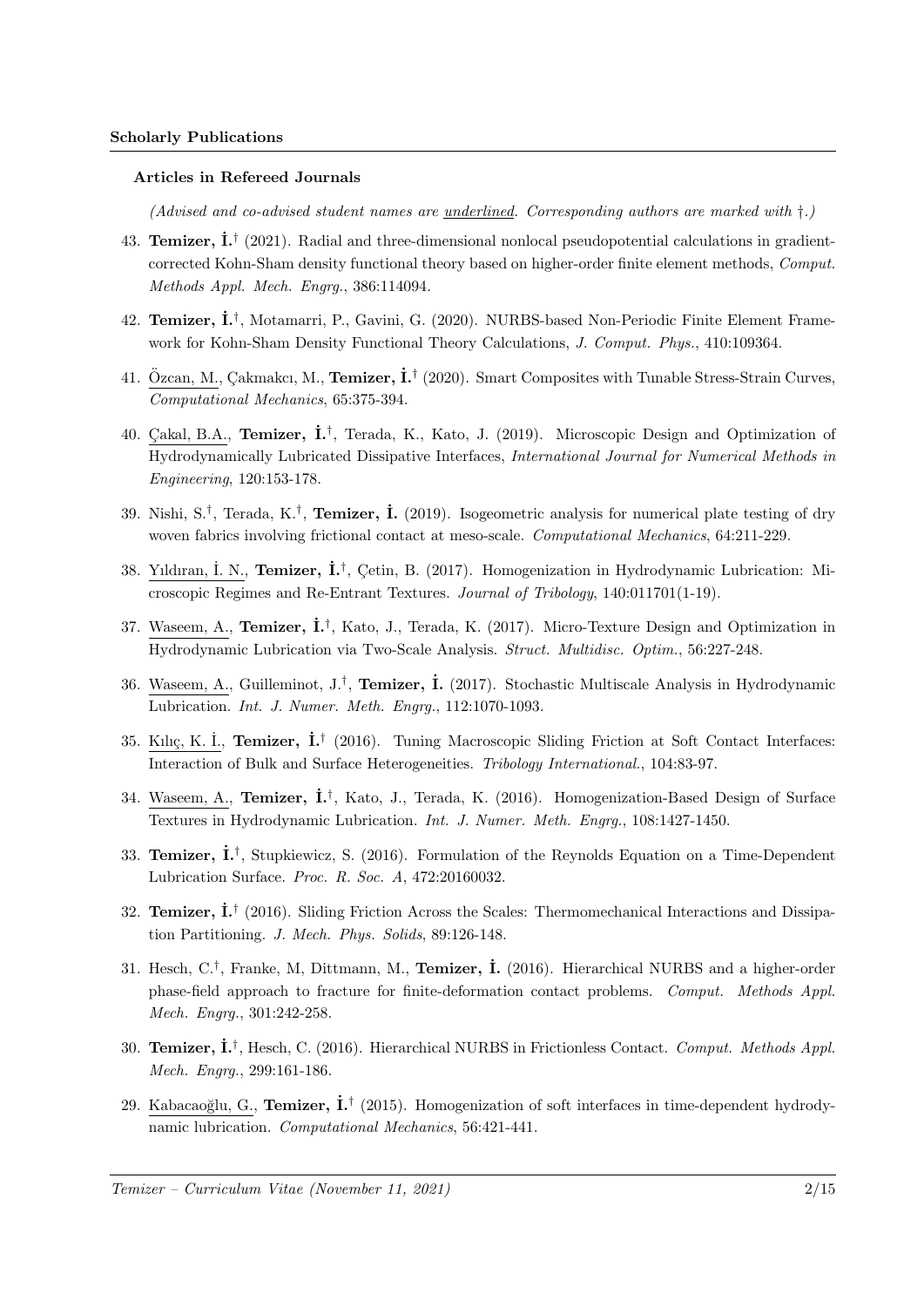## Scholarly Publications

### Articles in Refereed Journals

*(Advised and co-advised student names are underlined. Corresponding authors are marked with †.)*

43. **Temizer, İ.**† (2021). Radial and three-dimensional nonlocal pseudopotential calculations in gradient-corrected Kohn-Sham density functional theory based on higher-order finite element methods, *Comput. Methods Appl. Mech. Engrg.*, 386:114094.

42. **Temizer, İ.**†, Motamarri, P., Gavini, G. (2020). NURBS-based Non-Periodic Finite Element Framework for Kohn-Sham Density Functional Theory Calculations, *J. Comput. Phys.*, 410:109364.

41. <u>Özcan, M.</u>, Çakmakcı, M., **Temizer, İ.**† (2020). Smart Composites with Tunable Stress-Strain Curves, *Computational Mechanics*, 65:375-394.

40. <u>Çakal, B.A.</u>, **Temizer, İ.**†, Terada, K., Kato, J. (2019). Microscopic Design and Optimization of Hydrodynamically Lubricated Dissipative Interfaces, *International Journal for Numerical Methods in Engineering*, 120:153-178.

39. Nishi, S.†, Terada, K.†, **Temizer, İ.** (2019). Isogeometric analysis for numerical plate testing of dry woven fabrics involving frictional contact at meso-scale. *Computational Mechanics*, 64:211-229.

38. <u>Yıldıran, İ. N.</u>, **Temizer, İ.**†, Çetin, B. (2017). Homogenization in Hydrodynamic Lubrication: Microscopic Regimes and Re-Entrant Textures. *Journal of Tribology*, 140:011701(1-19).

37. <u>Waseem, A.</u>, **Temizer, İ.**†, Kato, J., Terada, K. (2017). Micro-Texture Design and Optimization in Hydrodynamic Lubrication via Two-Scale Analysis. *Struct. Multidisc. Optim.*, 56:227-248.

36. <u>Waseem, A.</u>, Guilleminot, J.†, **Temizer, İ.** (2017). Stochastic Multiscale Analysis in Hydrodynamic Lubrication. *Int. J. Numer. Meth. Engrg.*, 112:1070-1093.

35. <u>Kılıç, K. İ.</u>, **Temizer, İ.**† (2016). Tuning Macroscopic Sliding Friction at Soft Contact Interfaces: Interaction of Bulk and Surface Heterogeneities. *Tribology International.*, 104:83-97.

34. <u>Waseem, A.</u>, **Temizer, İ.**†, Kato, J., Terada, K. (2016). Homogenization-Based Design of Surface Textures in Hydrodynamic Lubrication. *Int. J. Numer. Meth. Engrg.*, 108:1427-1450.

33. **Temizer, İ.**†, Stupkiewicz, S. (2016). Formulation of the Reynolds Equation on a Time-Dependent Lubrication Surface. *Proc. R. Soc. A*, 472:20160032.

32. **Temizer, İ.**† (2016). Sliding Friction Across the Scales: Thermomechanical Interactions and Dissipation Partitioning. *J. Mech. Phys. Solids*, 89:126-148.

31. Hesch, C.†, Franke, M, Dittmann, M., **Temizer, İ.** (2016). Hierarchical NURBS and a higher-order phase-field approach to fracture for finite-deformation contact problems. *Comput. Methods Appl. Mech. Engrg.*, 301:242-258.

30. **Temizer, İ.**†, Hesch, C. (2016). Hierarchical NURBS in Frictionless Contact. *Comput. Methods Appl. Mech. Engrg.*, 299:161-186.

29. <u>Kabacaoğlu, G.</u>, **Temizer, İ.**† (2015). Homogenization of soft interfaces in time-dependent hydrodynamic lubrication. *Computational Mechanics*, 56:421-441.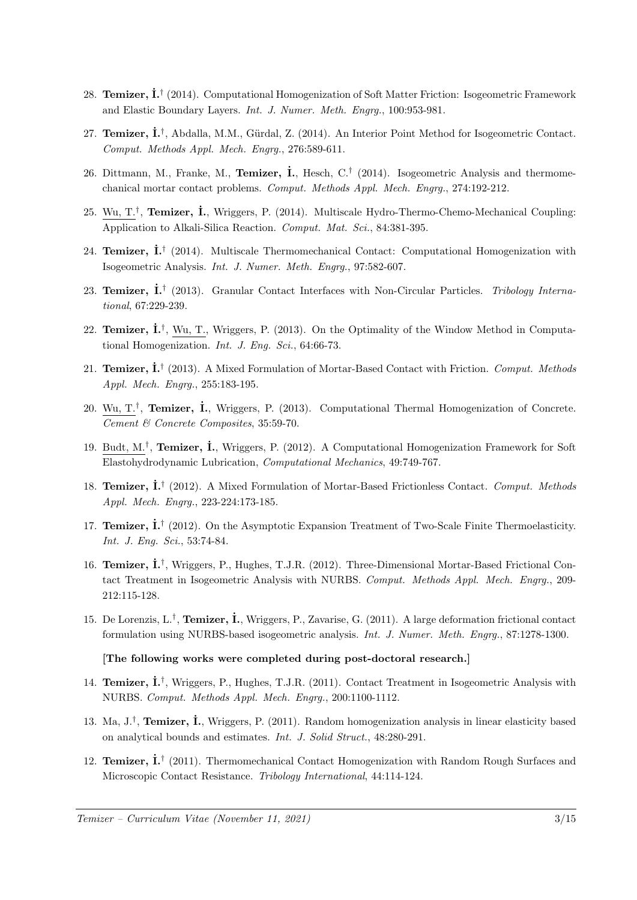28. **Temizer, İ.**† (2014). Computational Homogenization of Soft Matter Friction: Isogeometric Framework and Elastic Boundary Layers. *Int. J. Numer. Meth. Engrg.*, 100:953-981.

27. **Temizer, İ.**†, Abdalla, M.M., Gürdal, Z. (2014). An Interior Point Method for Isogeometric Contact. *Comput. Methods Appl. Mech. Engrg.*, 276:589-611.

26. Dittmann, M., Franke, M., **Temizer, İ.**, Hesch, C.† (2014). Isogeometric Analysis and thermomechanical mortar contact problems. *Comput. Methods Appl. Mech. Engrg.*, 274:192-212.

25. Wu, T.†, **Temizer, İ.**, Wriggers, P. (2014). Multiscale Hydro-Thermo-Chemo-Mechanical Coupling: Application to Alkali-Silica Reaction. *Comput. Mat. Sci.*, 84:381-395.

24. **Temizer, İ.**† (2014). Multiscale Thermomechanical Contact: Computational Homogenization with Isogeometric Analysis. *Int. J. Numer. Meth. Engrg.*, 97:582-607.

23. **Temizer, İ.**† (2013). Granular Contact Interfaces with Non-Circular Particles. *Tribology International*, 67:229-239.

22. **Temizer, İ.**†, Wu, T., Wriggers, P. (2013). On the Optimality of the Window Method in Computational Homogenization. *Int. J. Eng. Sci.*, 64:66-73.

21. **Temizer, İ.**† (2013). A Mixed Formulation of Mortar-Based Contact with Friction. *Comput. Methods Appl. Mech. Engrg.*, 255:183-195.

20. Wu, T.†, **Temizer, İ.**, Wriggers, P. (2013). Computational Thermal Homogenization of Concrete. *Cement & Concrete Composites*, 35:59-70.

19. Budt, M.†, **Temizer, İ.**, Wriggers, P. (2012). A Computational Homogenization Framework for Soft Elastohydrodynamic Lubrication, *Computational Mechanics*, 49:749-767.

18. **Temizer, İ.**† (2012). A Mixed Formulation of Mortar-Based Frictionless Contact. *Comput. Methods Appl. Mech. Engrg.*, 223-224:173-185.

17. **Temizer, İ.**† (2012). On the Asymptotic Expansion Treatment of Two-Scale Finite Thermoelasticity. *Int. J. Eng. Sci.*, 53:74-84.

16. **Temizer, İ.**†, Wriggers, P., Hughes, T.J.R. (2012). Three-Dimensional Mortar-Based Frictional Contact Treatment in Isogeometric Analysis with NURBS. *Comput. Methods Appl. Mech. Engrg.*, 209-212:115-128.

15. De Lorenzis, L.†, **Temizer, İ.**, Wriggers, P., Zavarise, G. (2011). A large deformation frictional contact formulation using NURBS-based isogeometric analysis. *Int. J. Numer. Meth. Engrg.*, 87:1278-1300.

**[The following works were completed during post-doctoral research.]**

14. **Temizer, İ.**†, Wriggers, P., Hughes, T.J.R. (2011). Contact Treatment in Isogeometric Analysis with NURBS. *Comput. Methods Appl. Mech. Engrg.*, 200:1100-1112.

13. Ma, J.†, **Temizer, İ.**, Wriggers, P. (2011). Random homogenization analysis in linear elasticity based on analytical bounds and estimates. *Int. J. Solid Struct.*, 48:280-291.

12. **Temizer, İ.**† (2011). Thermomechanical Contact Homogenization with Random Rough Surfaces and Microscopic Contact Resistance. *Tribology International*, 44:114-124.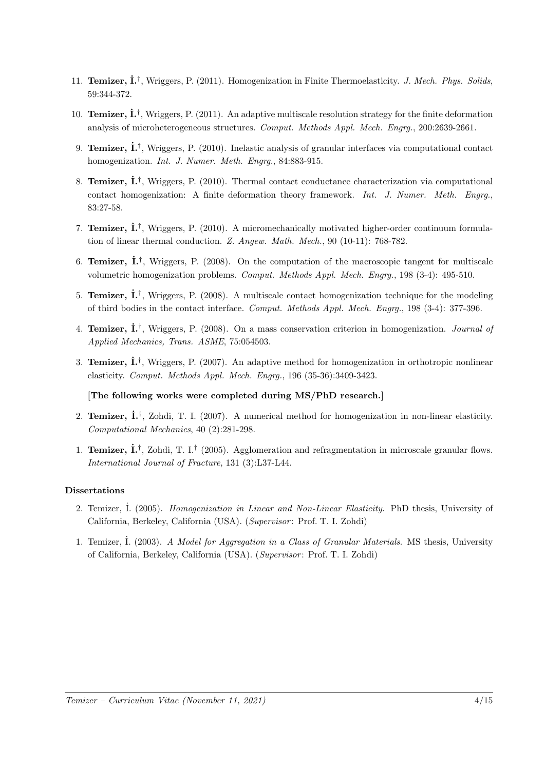11. **Temizer, İ.**†, Wriggers, P. (2011). Homogenization in Finite Thermoelasticity. *J. Mech. Phys. Solids*, 59:344-372.

10. **Temizer, İ.**†, Wriggers, P. (2011). An adaptive multiscale resolution strategy for the finite deformation analysis of microheterogeneous structures. *Comput. Methods Appl. Mech. Engrg.*, 200:2639-2661.

9. **Temizer, İ.**†, Wriggers, P. (2010). Inelastic analysis of granular interfaces via computational contact homogenization. *Int. J. Numer. Meth. Engrg.*, 84:883-915.

8. **Temizer, İ.**†, Wriggers, P. (2010). Thermal contact conductance characterization via computational contact homogenization: A finite deformation theory framework. *Int. J. Numer. Meth. Engrg.*, 83:27-58.

7. **Temizer, İ.**†, Wriggers, P. (2010). A micromechanically motivated higher-order continuum formulation of linear thermal conduction. *Z. Angew. Math. Mech.*, 90 (10-11): 768-782.

6. **Temizer, İ.**†, Wriggers, P. (2008). On the computation of the macroscopic tangent for multiscale volumetric homogenization problems. *Comput. Methods Appl. Mech. Engrg.*, 198 (3-4): 495-510.

5. **Temizer, İ.**†, Wriggers, P. (2008). A multiscale contact homogenization technique for the modeling of third bodies in the contact interface. *Comput. Methods Appl. Mech. Engrg.*, 198 (3-4): 377-396.

4. **Temizer, İ.**†, Wriggers, P. (2008). On a mass conservation criterion in homogenization. *Journal of Applied Mechanics, Trans. ASME*, 75:054503.

3. **Temizer, İ.**†, Wriggers, P. (2007). An adaptive method for homogenization in orthotropic nonlinear elasticity. *Comput. Methods Appl. Mech. Engrg.*, 196 (35-36):3409-3423.

**[The following works were completed during MS/PhD research.]**

2. **Temizer, İ.**†, Zohdi, T. I. (2007). A numerical method for homogenization in non-linear elasticity. *Computational Mechanics*, 40 (2):281-298.

1. **Temizer, İ.**†, Zohdi, T. I.† (2005). Agglomeration and refragmentation in microscale granular flows. *International Journal of Fracture*, 131 (3):L37-L44.

### Dissertations

2. Temizer, İ. (2005). *Homogenization in Linear and Non-Linear Elasticity.* PhD thesis, University of California, Berkeley, California (USA). (*Supervisor*: Prof. T. I. Zohdi)

1. Temizer, İ. (2003). *A Model for Aggregation in a Class of Granular Materials.* MS thesis, University of California, Berkeley, California (USA). (*Supervisor*: Prof. T. I. Zohdi)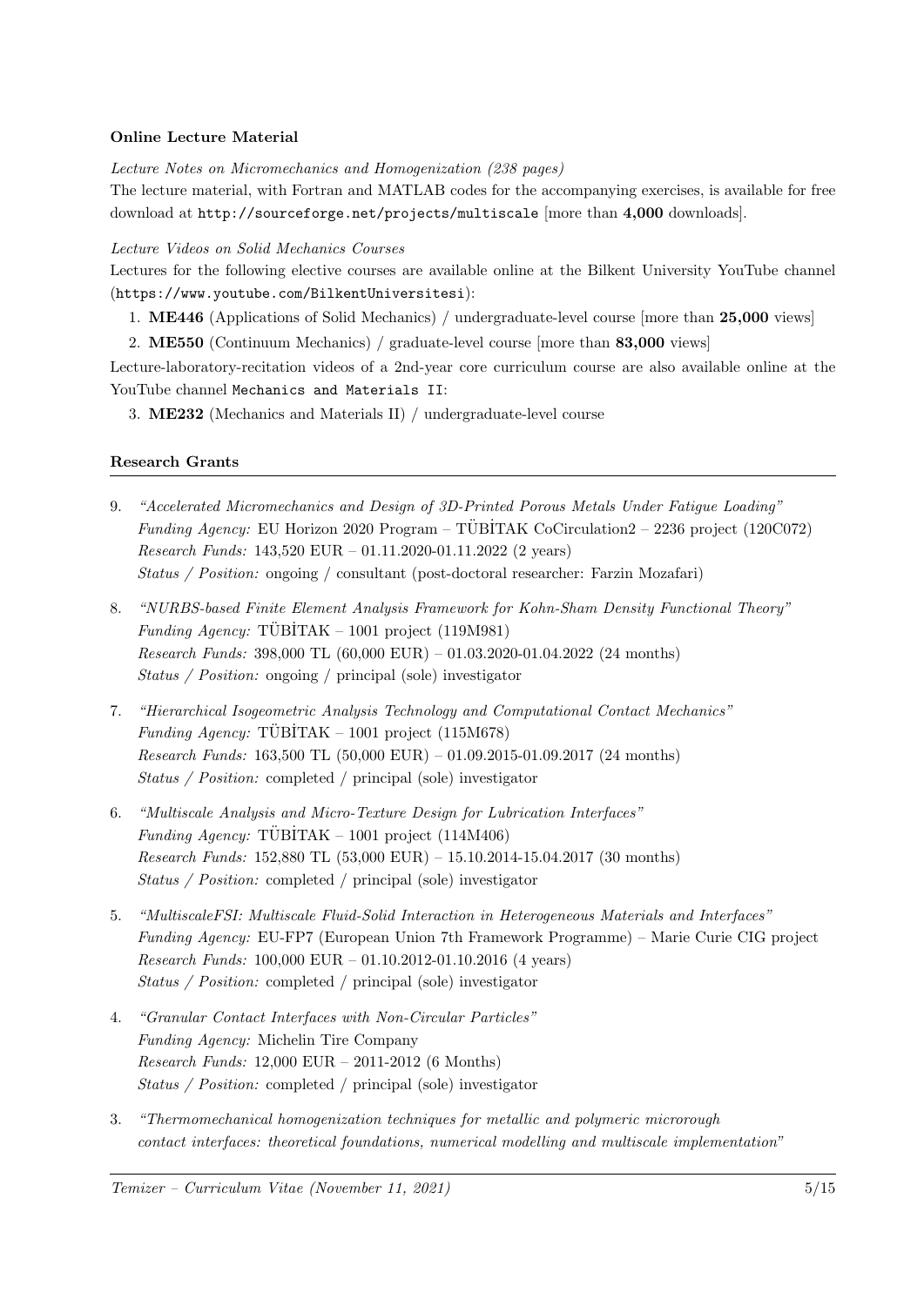**Online Lecture Material**

*Lecture Notes on Micromechanics and Homogenization (238 pages)*

The lecture material, with Fortran and MATLAB codes for the accompanying exercises, is available for free download at `http://sourceforge.net/projects/multiscale` [more than **4,000** downloads].

*Lecture Videos on Solid Mechanics Courses*

Lectures for the following elective courses are available online at the Bilkent University YouTube channel (`https://www.youtube.com/BilkentUniversitesi`):

1. **ME446** (Applications of Solid Mechanics) / undergraduate-level course [more than **25,000** views]
2. **ME550** (Continuum Mechanics) / graduate-level course [more than **83,000** views]

Lecture-laboratory-recitation videos of a 2nd-year core curriculum course are also available online at the YouTube channel `Mechanics and Materials II`:

3. **ME232** (Mechanics and Materials II) / undergraduate-level course

## Research Grants

9. *"Accelerated Micromechanics and Design of 3D-Printed Porous Metals Under Fatigue Loading"*
   *Funding Agency:* EU Horizon 2020 Program – TÜBİTAK CoCirculation2 – 2236 project (120C072)
   *Research Funds:* 143,520 EUR – 01.11.2020-01.11.2022 (2 years)
   *Status / Position:* ongoing / consultant (post-doctoral researcher: Farzin Mozafari)

8. *"NURBS-based Finite Element Analysis Framework for Kohn-Sham Density Functional Theory"*
   *Funding Agency:* TÜBİTAK – 1001 project (119M981)
   *Research Funds:* 398,000 TL (60,000 EUR) – 01.03.2020-01.04.2022 (24 months)
   *Status / Position:* ongoing / principal (sole) investigator

7. *"Hierarchical Isogeometric Analysis Technology and Computational Contact Mechanics"*
   *Funding Agency:* TÜBİTAK – 1001 project (115M678)
   *Research Funds:* 163,500 TL (50,000 EUR) – 01.09.2015-01.09.2017 (24 months)
   *Status / Position:* completed / principal (sole) investigator

6. *"Multiscale Analysis and Micro-Texture Design for Lubrication Interfaces"*
   *Funding Agency:* TÜBİTAK – 1001 project (114M406)
   *Research Funds:* 152,880 TL (53,000 EUR) – 15.10.2014-15.04.2017 (30 months)
   *Status / Position:* completed / principal (sole) investigator

5. *"MultiscaleFSI: Multiscale Fluid-Solid Interaction in Heterogeneous Materials and Interfaces"*
   *Funding Agency:* EU-FP7 (European Union 7th Framework Programme) – Marie Curie CIG project
   *Research Funds:* 100,000 EUR – 01.10.2012-01.10.2016 (4 years)
   *Status / Position:* completed / principal (sole) investigator

4. *"Granular Contact Interfaces with Non-Circular Particles"*
   *Funding Agency:* Michelin Tire Company
   *Research Funds:* 12,000 EUR – 2011-2012 (6 Months)
   *Status / Position:* completed / principal (sole) investigator

3. *"Thermomechanical homogenization techniques for metallic and polymeric microrough contact interfaces: theoretical foundations, numerical modelling and multiscale implementation"*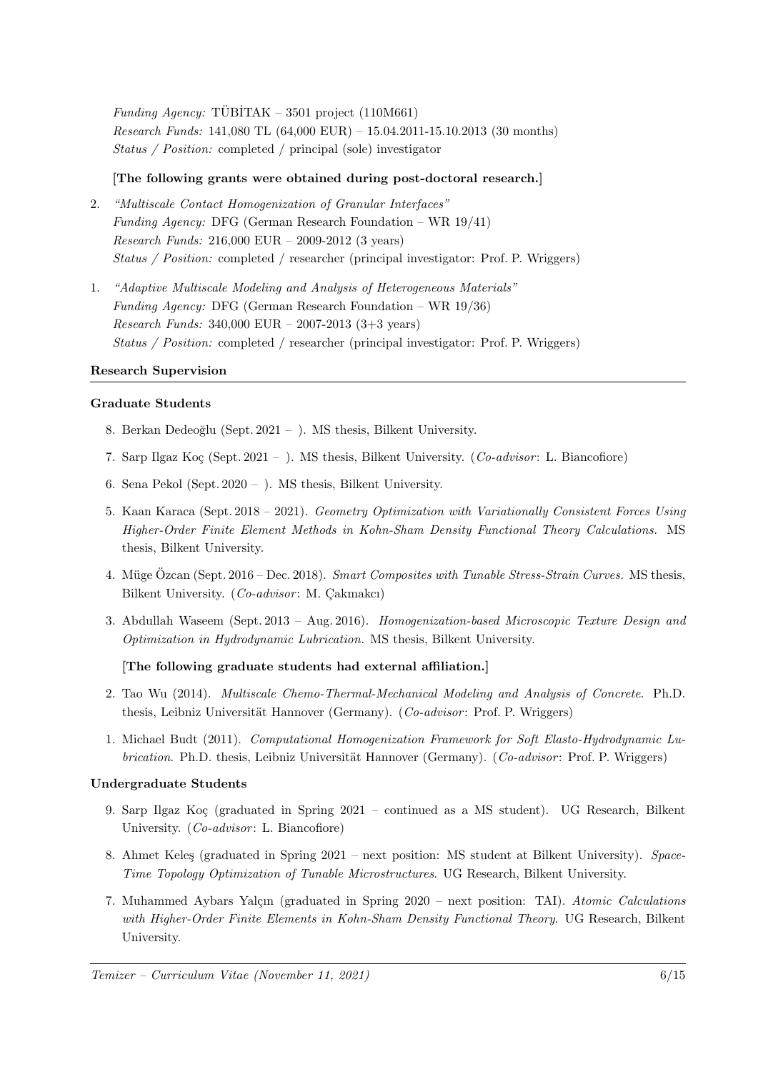*Funding Agency:* TÜBİTAK – 3501 project (110M661)
*Research Funds:* 141,080 TL (64,000 EUR) – 15.04.2011-15.10.2013 (30 months)
*Status / Position:* completed / principal (sole) investigator

**[The following grants were obtained during post-doctoral research.]**

2. *"Multiscale Contact Homogenization of Granular Interfaces"*
   *Funding Agency:* DFG (German Research Foundation – WR 19/41)
   *Research Funds:* 216,000 EUR – 2009-2012 (3 years)
   *Status / Position:* completed / researcher (principal investigator: Prof. P. Wriggers)

1. *"Adaptive Multiscale Modeling and Analysis of Heterogeneous Materials"*
   *Funding Agency:* DFG (German Research Foundation – WR 19/36)
   *Research Funds:* 340,000 EUR – 2007-2013 (3+3 years)
   *Status / Position:* completed / researcher (principal investigator: Prof. P. Wriggers)

## Research Supervision

### Graduate Students

8. Berkan Dedeoğlu (Sept. 2021 – ). MS thesis, Bilkent University.
7. Sarp Ilgaz Koç (Sept. 2021 – ). MS thesis, Bilkent University. (*Co-advisor*: L. Biancofiore)
6. Sena Pekol (Sept. 2020 – ). MS thesis, Bilkent University.
5. Kaan Karaca (Sept. 2018 – 2021). *Geometry Optimization with Variationally Consistent Forces Using Higher-Order Finite Element Methods in Kohn-Sham Density Functional Theory Calculations.* MS thesis, Bilkent University.
4. Müge Özcan (Sept. 2016 – Dec. 2018). *Smart Composites with Tunable Stress-Strain Curves.* MS thesis, Bilkent University. (*Co-advisor*: M. Çakmakcı)
3. Abdullah Waseem (Sept. 2013 – Aug. 2016). *Homogenization-based Microscopic Texture Design and Optimization in Hydrodynamic Lubrication.* MS thesis, Bilkent University.

**[The following graduate students had external affiliation.]**

2. Tao Wu (2014). *Multiscale Chemo-Thermal-Mechanical Modeling and Analysis of Concrete*. Ph.D. thesis, Leibniz Universität Hannover (Germany). (*Co-advisor*: Prof. P. Wriggers)
1. Michael Budt (2011). *Computational Homogenization Framework for Soft Elasto-Hydrodynamic Lubrication*. Ph.D. thesis, Leibniz Universität Hannover (Germany). (*Co-advisor*: Prof. P. Wriggers)

### Undergraduate Students

9. Sarp Ilgaz Koç (graduated in Spring 2021 – continued as a MS student). UG Research, Bilkent University. (*Co-advisor*: L. Biancofiore)
8. Ahmet Keleş (graduated in Spring 2021 – next position: MS student at Bilkent University). *Space-Time Topology Optimization of Tunable Microstructures*. UG Research, Bilkent University.
7. Muhammed Aybars Yalçın (graduated in Spring 2020 – next position: TAI). *Atomic Calculations with Higher-Order Finite Elements in Kohn-Sham Density Functional Theory.* UG Research, Bilkent University.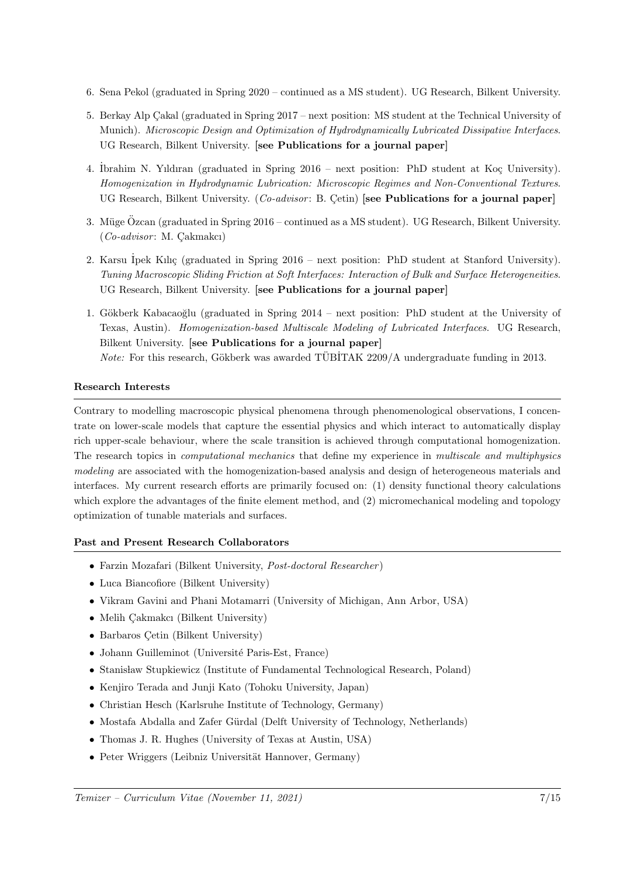6. Sena Pekol (graduated in Spring 2020 – continued as a MS student). UG Research, Bilkent University.

5. Berkay Alp Çakal (graduated in Spring 2017 – next position: MS student at the Technical University of Munich). *Microscopic Design and Optimization of Hydrodynamically Lubricated Dissipative Interfaces*. UG Research, Bilkent University. [**see Publications for a journal paper**]

4. İbrahim N. Yıldıran (graduated in Spring 2016 – next position: PhD student at Koç University). *Homogenization in Hydrodynamic Lubrication: Microscopic Regimes and Non-Conventional Textures*. UG Research, Bilkent University. (*Co-advisor*: B. Çetin) [**see Publications for a journal paper**]

3. Müge Özcan (graduated in Spring 2016 – continued as a MS student). UG Research, Bilkent University. (*Co-advisor*: M. Çakmakcı)

2. Karsu İpek Kılıç (graduated in Spring 2016 – next position: PhD student at Stanford University). *Tuning Macroscopic Sliding Friction at Soft Interfaces: Interaction of Bulk and Surface Heterogeneities*. UG Research, Bilkent University. [**see Publications for a journal paper**]

1. Gökberk Kabacaoğlu (graduated in Spring 2014 – next position: PhD student at the University of Texas, Austin). *Homogenization-based Multiscale Modeling of Lubricated Interfaces*. UG Research, Bilkent University. [**see Publications for a journal paper**]
   *Note:* For this research, Gökberk was awarded TÜBİTAK 2209/A undergraduate funding in 2013.

### Research Interests

Contrary to modelling macroscopic physical phenomena through phenomenological observations, I concentrate on lower-scale models that capture the essential physics and which interact to automatically display rich upper-scale behaviour, where the scale transition is achieved through computational homogenization. The research topics in *computational mechanics* that define my experience in *multiscale and multiphysics modeling* are associated with the homogenization-based analysis and design of heterogeneous materials and interfaces. My current research efforts are primarily focused on: (1) density functional theory calculations which explore the advantages of the finite element method, and (2) micromechanical modeling and topology optimization of tunable materials and surfaces.

### Past and Present Research Collaborators

- Farzin Mozafari (Bilkent University, *Post-doctoral Researcher*)
- Luca Biancofiore (Bilkent University)
- Vikram Gavini and Phani Motamarri (University of Michigan, Ann Arbor, USA)
- Melih Çakmakcı (Bilkent University)
- Barbaros Çetin (Bilkent University)
- Johann Guilleminot (Université Paris-Est, France)
- Stanisław Stupkiewicz (Institute of Fundamental Technological Research, Poland)
- Kenjiro Terada and Junji Kato (Tohoku University, Japan)
- Christian Hesch (Karlsruhe Institute of Technology, Germany)
- Mostafa Abdalla and Zafer Gürdal (Delft University of Technology, Netherlands)
- Thomas J. R. Hughes (University of Texas at Austin, USA)
- Peter Wriggers (Leibniz Universität Hannover, Germany)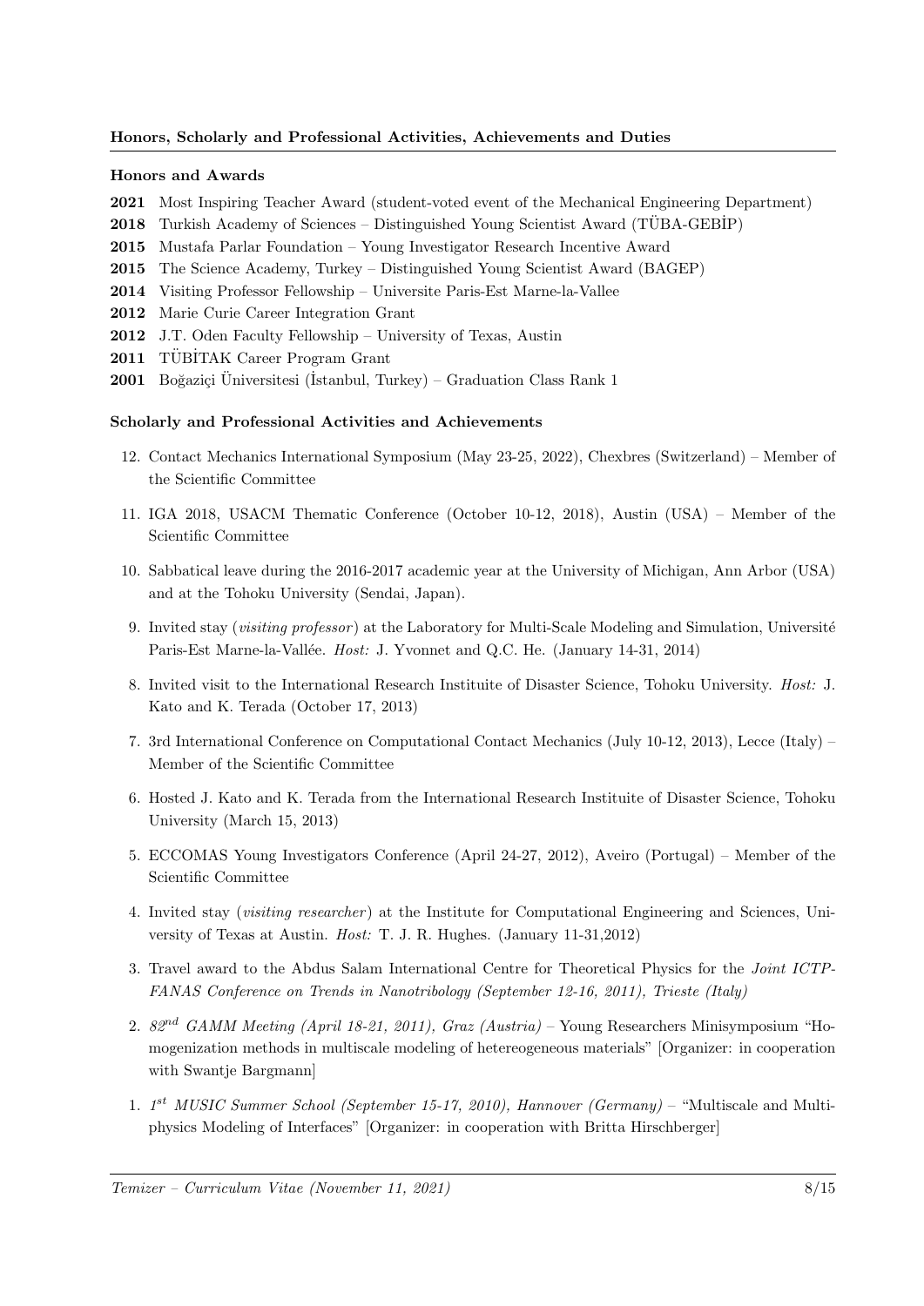## Honors, Scholarly and Professional Activities, Achievements and Duties

### Honors and Awards

**2021** Most Inspiring Teacher Award (student-voted event of the Mechanical Engineering Department)
**2018** Turkish Academy of Sciences – Distinguished Young Scientist Award (TÜBA-GEBİP)
**2015** Mustafa Parlar Foundation – Young Investigator Research Incentive Award
**2015** The Science Academy, Turkey – Distinguished Young Scientist Award (BAGEP)
**2014** Visiting Professor Fellowship – Universite Paris-Est Marne-la-Vallee
**2012** Marie Curie Career Integration Grant
**2012** J.T. Oden Faculty Fellowship – University of Texas, Austin
**2011** TÜBİTAK Career Program Grant
**2001** Boğaziçi Üniversitesi (İstanbul, Turkey) – Graduation Class Rank 1

### Scholarly and Professional Activities and Achievements

12. Contact Mechanics International Symposium (May 23-25, 2022), Chexbres (Switzerland) – Member of the Scientific Committee

11. IGA 2018, USACM Thematic Conference (October 10-12, 2018), Austin (USA) – Member of the Scientific Committee

10. Sabbatical leave during the 2016-2017 academic year at the University of Michigan, Ann Arbor (USA) and at the Tohoku University (Sendai, Japan).

9. Invited stay (*visiting professor*) at the Laboratory for Multi-Scale Modeling and Simulation, Université Paris-Est Marne-la-Vallée. *Host:* J. Yvonnet and Q.C. He. (January 14-31, 2014)

8. Invited visit to the International Research Instituite of Disaster Science, Tohoku University. *Host:* J. Kato and K. Terada (October 17, 2013)

7. 3rd International Conference on Computational Contact Mechanics (July 10-12, 2013), Lecce (Italy) – Member of the Scientific Committee

6. Hosted J. Kato and K. Terada from the International Research Instituite of Disaster Science, Tohoku University (March 15, 2013)

5. ECCOMAS Young Investigators Conference (April 24-27, 2012), Aveiro (Portugal) – Member of the Scientific Committee

4. Invited stay (*visiting researcher*) at the Institute for Computational Engineering and Sciences, University of Texas at Austin. *Host:* T. J. R. Hughes. (January 11-31,2012)

3. Travel award to the Abdus Salam International Centre for Theoretical Physics for the *Joint ICTP-FANAS Conference on Trends in Nanotribology (September 12-16, 2011), Trieste (Italy)*

2. *82nd GAMM Meeting (April 18-21, 2011), Graz (Austria)* – Young Researchers Minisymposium "Homogenization methods in multiscale modeling of hetereogeneous materials" [Organizer: in cooperation with Swantje Bargmann]

1. *1st MUSIC Summer School (September 15-17, 2010), Hannover (Germany)* – "Multiscale and Multiphysics Modeling of Interfaces" [Organizer: in cooperation with Britta Hirschberger]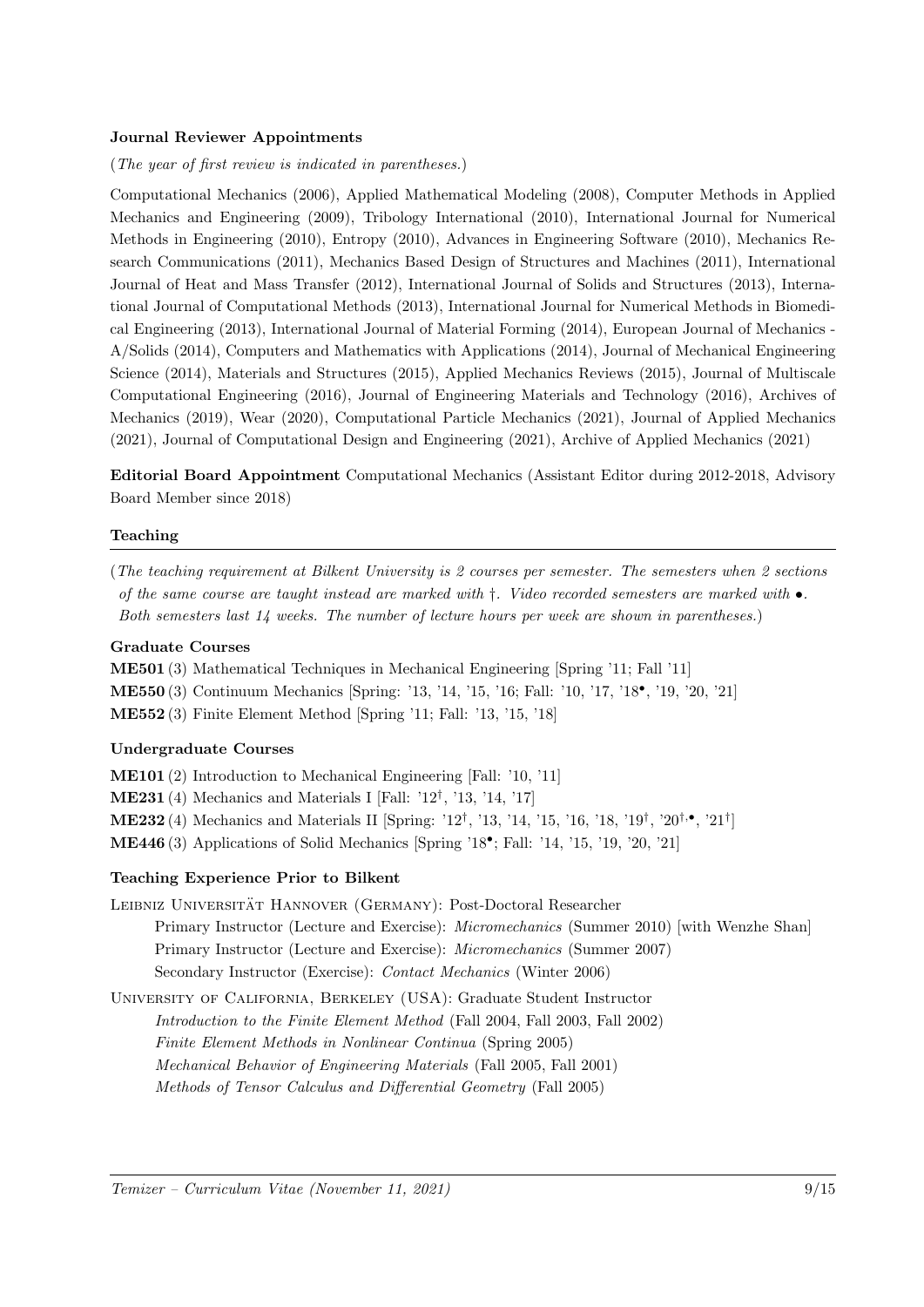### Journal Reviewer Appointments

(*The year of first review is indicated in parentheses.*)

Computational Mechanics (2006), Applied Mathematical Modeling (2008), Computer Methods in Applied Mechanics and Engineering (2009), Tribology International (2010), International Journal for Numerical Methods in Engineering (2010), Entropy (2010), Advances in Engineering Software (2010), Mechanics Research Communications (2011), Mechanics Based Design of Structures and Machines (2011), International Journal of Heat and Mass Transfer (2012), International Journal of Solids and Structures (2013), International Journal of Computational Methods (2013), International Journal for Numerical Methods in Biomedical Engineering (2013), International Journal of Material Forming (2014), European Journal of Mechanics - A/Solids (2014), Computers and Mathematics with Applications (2014), Journal of Mechanical Engineering Science (2014), Materials and Structures (2015), Applied Mechanics Reviews (2015), Journal of Multiscale Computational Engineering (2016), Journal of Engineering Materials and Technology (2016), Archives of Mechanics (2019), Wear (2020), Computational Particle Mechanics (2021), Journal of Applied Mechanics (2021), Journal of Computational Design and Engineering (2021), Archive of Applied Mechanics (2021)

**Editorial Board Appointment** Computational Mechanics (Assistant Editor during 2012-2018, Advisory Board Member since 2018)

## Teaching

(*The teaching requirement at Bilkent University is 2 courses per semester. The semesters when 2 sections of the same course are taught instead are marked with †. Video recorded semesters are marked with •. Both semesters last 14 weeks. The number of lecture hours per week are shown in parentheses.*)

### Graduate Courses

**ME501** (3) Mathematical Techniques in Mechanical Engineering [Spring '11; Fall '11]
**ME550** (3) Continuum Mechanics [Spring: '13, '14, '15, '16; Fall: '10, '17, '18•, '19, '20, '21]
**ME552** (3) Finite Element Method [Spring '11; Fall: '13, '15, '18]

### Undergraduate Courses

**ME101** (2) Introduction to Mechanical Engineering [Fall: '10, '11]
**ME231** (4) Mechanics and Materials I [Fall: '12†, '13, '14, '17]
**ME232** (4) Mechanics and Materials II [Spring: '12†, '13, '14, '15, '16, '18, '19†, '20†,•, '21†]
**ME446** (3) Applications of Solid Mechanics [Spring '18•; Fall: '14, '15, '19, '20, '21]

### Teaching Experience Prior to Bilkent

Leibniz Universität Hannover (Germany): Post-Doctoral Researcher
- Primary Instructor (Lecture and Exercise): *Micromechanics* (Summer 2010) [with Wenzhe Shan]
- Primary Instructor (Lecture and Exercise): *Micromechanics* (Summer 2007)
- Secondary Instructor (Exercise): *Contact Mechanics* (Winter 2006)

University of California, Berkeley (USA): Graduate Student Instructor
- *Introduction to the Finite Element Method* (Fall 2004, Fall 2003, Fall 2002)
- *Finite Element Methods in Nonlinear Continua* (Spring 2005)
- *Mechanical Behavior of Engineering Materials* (Fall 2005, Fall 2001)
- *Methods of Tensor Calculus and Differential Geometry* (Fall 2005)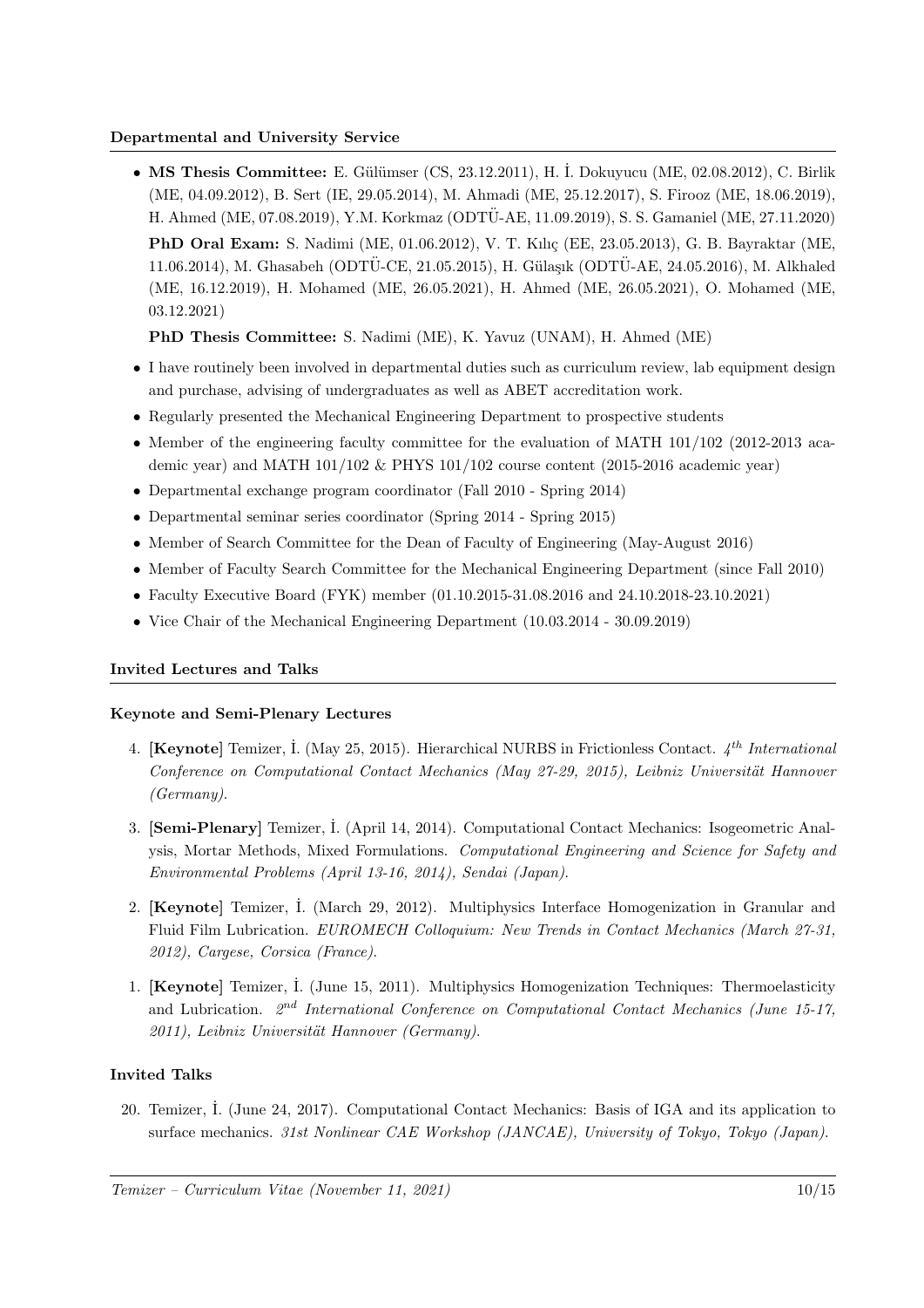## Departmental and University Service

- **MS Thesis Committee:** E. Gülümser (CS, 23.12.2011), H. İ. Dokuyucu (ME, 02.08.2012), C. Birlik (ME, 04.09.2012), B. Sert (IE, 29.05.2014), M. Ahmadi (ME, 25.12.2017), S. Firooz (ME, 18.06.2019), H. Ahmed (ME, 07.08.2019), Y.M. Korkmaz (ODTÜ-AE, 11.09.2019), S. S. Gamaniel (ME, 27.11.2020)

  **PhD Oral Exam:** S. Nadimi (ME, 01.06.2012), V. T. Kılıç (EE, 23.05.2013), G. B. Bayraktar (ME, 11.06.2014), M. Ghasabeh (ODTÜ-CE, 21.05.2015), H. Gülaşık (ODTÜ-AE, 24.05.2016), M. Alkhaled (ME, 16.12.2019), H. Mohamed (ME, 26.05.2021), H. Ahmed (ME, 26.05.2021), O. Mohamed (ME, 03.12.2021)

  **PhD Thesis Committee:** S. Nadimi (ME), K. Yavuz (UNAM), H. Ahmed (ME)
- I have routinely been involved in departmental duties such as curriculum review, lab equipment design and purchase, advising of undergraduates as well as ABET accreditation work.
- Regularly presented the Mechanical Engineering Department to prospective students
- Member of the engineering faculty committee for the evaluation of MATH 101/102 (2012-2013 academic year) and MATH 101/102 & PHYS 101/102 course content (2015-2016 academic year)
- Departmental exchange program coordinator (Fall 2010 - Spring 2014)
- Departmental seminar series coordinator (Spring 2014 - Spring 2015)
- Member of Search Committee for the Dean of Faculty of Engineering (May-August 2016)
- Member of Faculty Search Committee for the Mechanical Engineering Department (since Fall 2010)
- Faculty Executive Board (FYK) member (01.10.2015-31.08.2016 and 24.10.2018-23.10.2021)
- Vice Chair of the Mechanical Engineering Department (10.03.2014 - 30.09.2019)

## Invited Lectures and Talks

### Keynote and Semi-Plenary Lectures

4. **[Keynote]** Temizer, İ. (May 25, 2015). Hierarchical NURBS in Frictionless Contact. *4th International Conference on Computational Contact Mechanics (May 27-29, 2015), Leibniz Universität Hannover (Germany).*

3. **[Semi-Plenary]** Temizer, İ. (April 14, 2014). Computational Contact Mechanics: Isogeometric Analysis, Mortar Methods, Mixed Formulations. *Computational Engineering and Science for Safety and Environmental Problems (April 13-16, 2014), Sendai (Japan).*

2. **[Keynote]** Temizer, İ. (March 29, 2012). Multiphysics Interface Homogenization in Granular and Fluid Film Lubrication. *EUROMECH Colloquium: New Trends in Contact Mechanics (March 27-31, 2012), Cargese, Corsica (France).*

1. **[Keynote]** Temizer, İ. (June 15, 2011). Multiphysics Homogenization Techniques: Thermoelasticity and Lubrication. *2nd International Conference on Computational Contact Mechanics (June 15-17, 2011), Leibniz Universität Hannover (Germany).*

### Invited Talks

20. Temizer, İ. (June 24, 2017). Computational Contact Mechanics: Basis of IGA and its application to surface mechanics. *31st Nonlinear CAE Workshop (JANCAE), University of Tokyo, Tokyo (Japan).*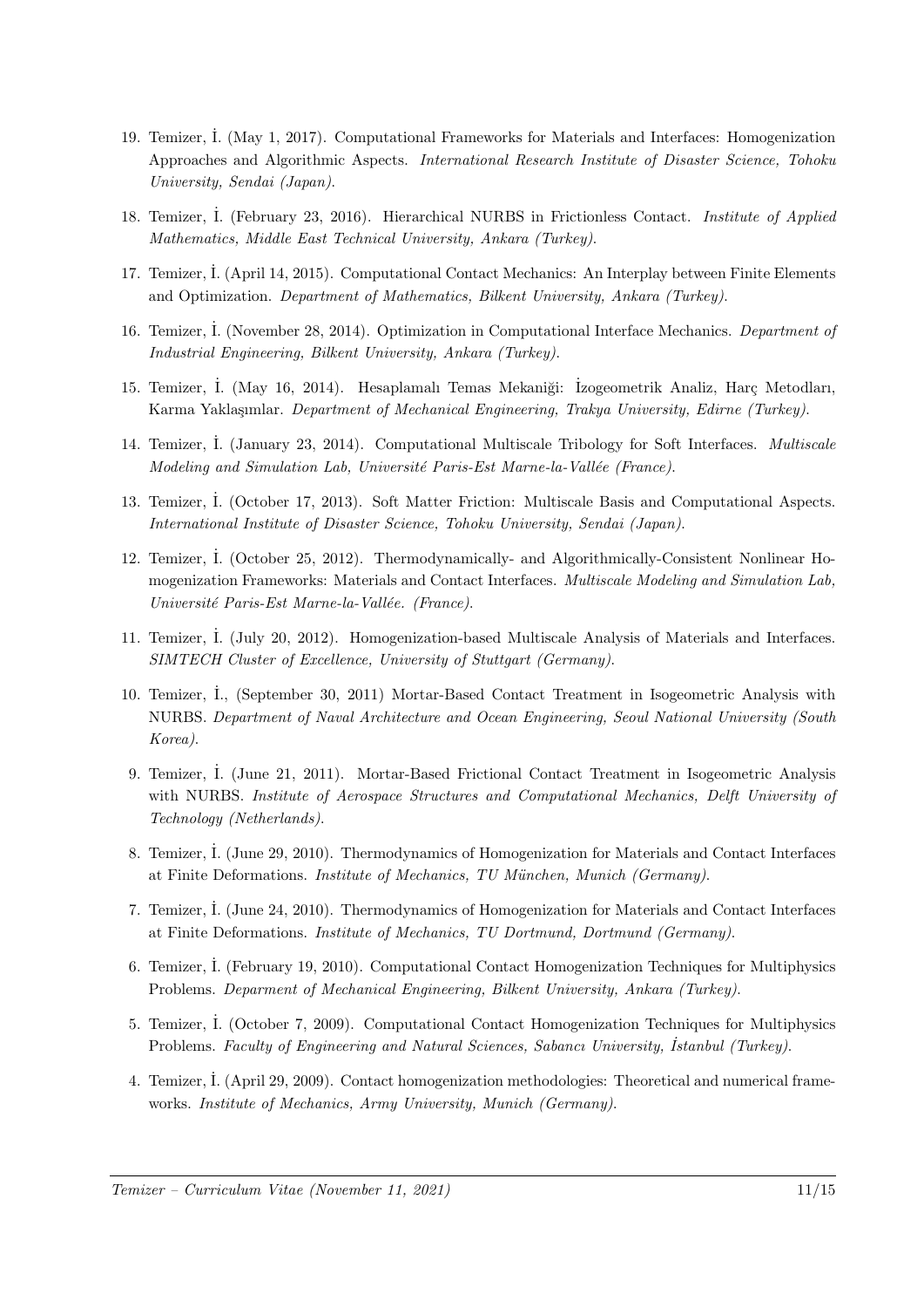19. Temizer, İ. (May 1, 2017). Computational Frameworks for Materials and Interfaces: Homogenization Approaches and Algorithmic Aspects. *International Research Institute of Disaster Science, Tohoku University, Sendai (Japan).*

18. Temizer, İ. (February 23, 2016). Hierarchical NURBS in Frictionless Contact. *Institute of Applied Mathematics, Middle East Technical University, Ankara (Turkey).*

17. Temizer, İ. (April 14, 2015). Computational Contact Mechanics: An Interplay between Finite Elements and Optimization. *Department of Mathematics, Bilkent University, Ankara (Turkey).*

16. Temizer, İ. (November 28, 2014). Optimization in Computational Interface Mechanics. *Department of Industrial Engineering, Bilkent University, Ankara (Turkey).*

15. Temizer, İ. (May 16, 2014). Hesaplamalı Temas Mekaniği: İzogeometrik Analiz, Harç Metodları, Karma Yaklaşımlar. *Department of Mechanical Engineering, Trakya University, Edirne (Turkey).*

14. Temizer, İ. (January 23, 2014). Computational Multiscale Tribology for Soft Interfaces. *Multiscale Modeling and Simulation Lab, Université Paris-Est Marne-la-Vallée (France).*

13. Temizer, İ. (October 17, 2013). Soft Matter Friction: Multiscale Basis and Computational Aspects. *International Institute of Disaster Science, Tohoku University, Sendai (Japan).*

12. Temizer, İ. (October 25, 2012). Thermodynamically- and Algorithmically-Consistent Nonlinear Homogenization Frameworks: Materials and Contact Interfaces. *Multiscale Modeling and Simulation Lab, Université Paris-Est Marne-la-Vallée. (France).*

11. Temizer, İ. (July 20, 2012). Homogenization-based Multiscale Analysis of Materials and Interfaces. *SIMTECH Cluster of Excellence, University of Stuttgart (Germany).*

10. Temizer, İ., (September 30, 2011) Mortar-Based Contact Treatment in Isogeometric Analysis with NURBS. *Department of Naval Architecture and Ocean Engineering, Seoul National University (South Korea).*

9. Temizer, İ. (June 21, 2011). Mortar-Based Frictional Contact Treatment in Isogeometric Analysis with NURBS. *Institute of Aerospace Structures and Computational Mechanics, Delft University of Technology (Netherlands).*

8. Temizer, İ. (June 29, 2010). Thermodynamics of Homogenization for Materials and Contact Interfaces at Finite Deformations. *Institute of Mechanics, TU München, Munich (Germany).*

7. Temizer, İ. (June 24, 2010). Thermodynamics of Homogenization for Materials and Contact Interfaces at Finite Deformations. *Institute of Mechanics, TU Dortmund, Dortmund (Germany).*

6. Temizer, İ. (February 19, 2010). Computational Contact Homogenization Techniques for Multiphysics Problems. *Deparment of Mechanical Engineering, Bilkent University, Ankara (Turkey).*

5. Temizer, İ. (October 7, 2009). Computational Contact Homogenization Techniques for Multiphysics Problems. *Faculty of Engineering and Natural Sciences, Sabancı University, İstanbul (Turkey).*

4. Temizer, İ. (April 29, 2009). Contact homogenization methodologies: Theoretical and numerical frameworks. *Institute of Mechanics, Army University, Munich (Germany).*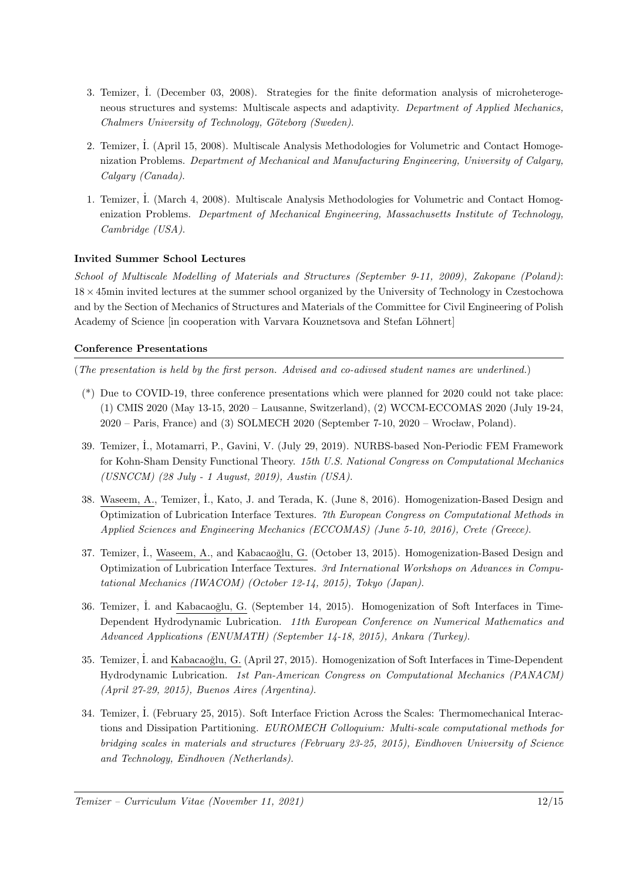3. Temizer, İ. (December 03, 2008). Strategies for the finite deformation analysis of microheterogeneous structures and systems: Multiscale aspects and adaptivity. *Department of Applied Mechanics, Chalmers University of Technology, Göteborg (Sweden).*

2. Temizer, İ. (April 15, 2008). Multiscale Analysis Methodologies for Volumetric and Contact Homogenization Problems. *Department of Mechanical and Manufacturing Engineering, University of Calgary, Calgary (Canada).*

1. Temizer, İ. (March 4, 2008). Multiscale Analysis Methodologies for Volumetric and Contact Homogenization Problems. *Department of Mechanical Engineering, Massachusetts Institute of Technology, Cambridge (USA).*

**Invited Summer School Lectures**

*School of Multiscale Modelling of Materials and Structures (September 9-11, 2009), Zakopane (Poland)*: $18 \times 45$min invited lectures at the summer school organized by the University of Technology in Czestochowa and by the Section of Mechanics of Structures and Materials of the Committee for Civil Engineering of Polish Academy of Science [in cooperation with Varvara Kouznetsova and Stefan Löhnert]

**Conference Presentations**

(*The presentation is held by the first person. Advised and co-adivsed student names are underlined.*)

(*) Due to COVID-19, three conference presentations which were planned for 2020 could not take place: (1) CMIS 2020 (May 13-15, 2020 – Lausanne, Switzerland), (2) WCCM-ECCOMAS 2020 (July 19-24, 2020 – Paris, France) and (3) SOLMECH 2020 (September 7-10, 2020 – Wrocław, Poland).

39. Temizer, İ., Motamarri, P., Gavini, V. (July 29, 2019). NURBS-based Non-Periodic FEM Framework for Kohn-Sham Density Functional Theory. *15th U.S. National Congress on Computational Mechanics (USNCCM) (28 July - 1 August, 2019), Austin (USA).*

38. Waseem, A., Temizer, İ., Kato, J. and Terada, K. (June 8, 2016). Homogenization-Based Design and Optimization of Lubrication Interface Textures. *7th European Congress on Computational Methods in Applied Sciences and Engineering Mechanics (ECCOMAS) (June 5-10, 2016), Crete (Greece).*

37. Temizer, İ., Waseem, A., and Kabacaoğlu, G. (October 13, 2015). Homogenization-Based Design and Optimization of Lubrication Interface Textures. *3rd International Workshops on Advances in Computational Mechanics (IWACOM) (October 12-14, 2015), Tokyo (Japan).*

36. Temizer, İ. and Kabacaoğlu, G. (September 14, 2015). Homogenization of Soft Interfaces in Time-Dependent Hydrodynamic Lubrication. *11th European Conference on Numerical Mathematics and Advanced Applications (ENUMATH) (September 14-18, 2015), Ankara (Turkey).*

35. Temizer, İ. and Kabacaoğlu, G. (April 27, 2015). Homogenization of Soft Interfaces in Time-Dependent Hydrodynamic Lubrication. *1st Pan-American Congress on Computational Mechanics (PANACM) (April 27-29, 2015), Buenos Aires (Argentina).*

34. Temizer, İ. (February 25, 2015). Soft Interface Friction Across the Scales: Thermomechanical Interactions and Dissipation Partitioning. *EUROMECH Colloquium: Multi-scale computational methods for bridging scales in materials and structures (February 23-25, 2015), Eindhoven University of Science and Technology, Eindhoven (Netherlands).*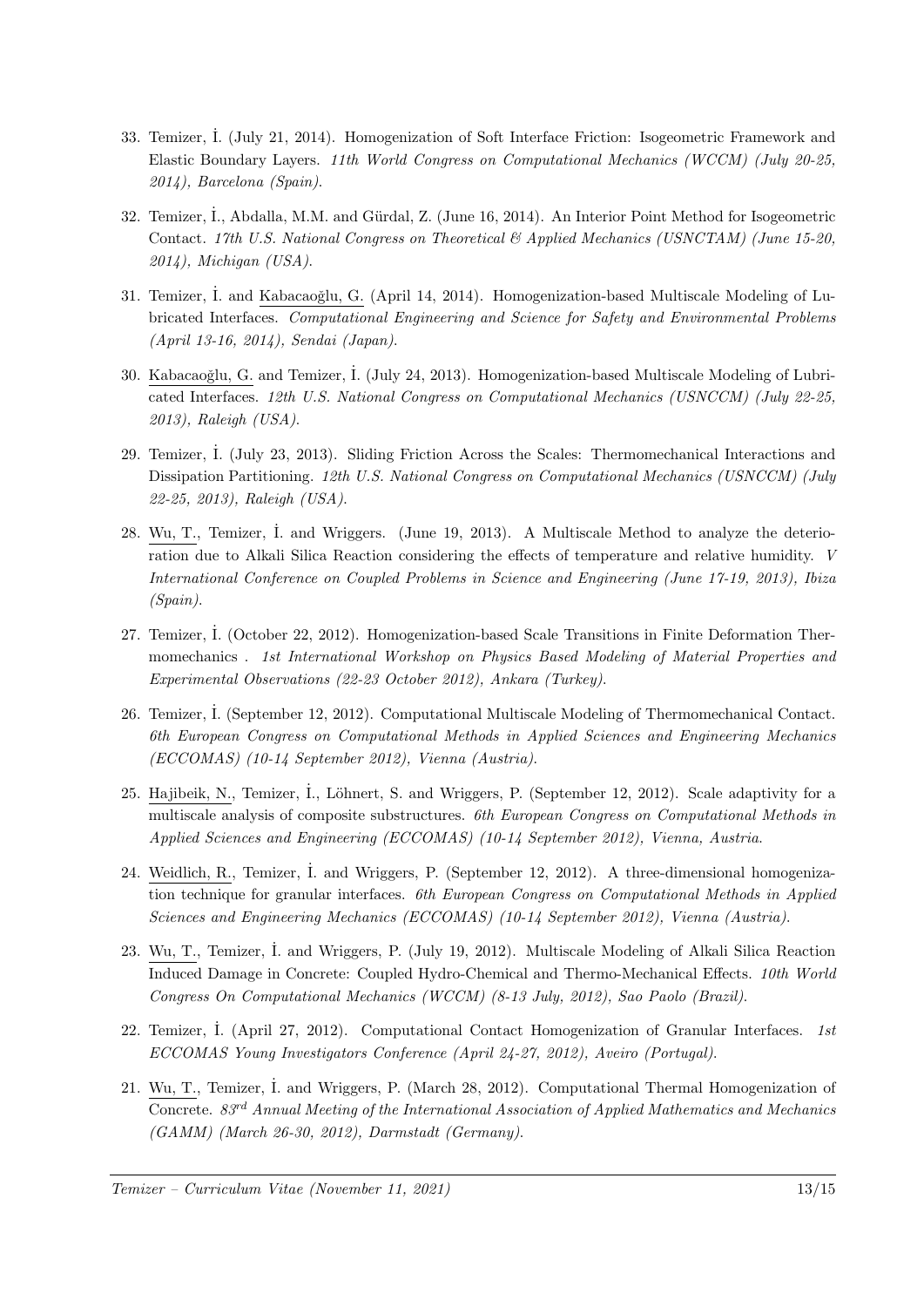33. Temizer, İ. (July 21, 2014). Homogenization of Soft Interface Friction: Isogeometric Framework and Elastic Boundary Layers. *11th World Congress on Computational Mechanics (WCCM) (July 20-25, 2014), Barcelona (Spain).*

32. Temizer, İ., Abdalla, M.M. and Gürdal, Z. (June 16, 2014). An Interior Point Method for Isogeometric Contact. *17th U.S. National Congress on Theoretical & Applied Mechanics (USNCTAM) (June 15-20, 2014), Michigan (USA).*

31. Temizer, İ. and Kabacaoğlu, G. (April 14, 2014). Homogenization-based Multiscale Modeling of Lubricated Interfaces. *Computational Engineering and Science for Safety and Environmental Problems (April 13-16, 2014), Sendai (Japan).*

30. Kabacaoğlu, G. and Temizer, İ. (July 24, 2013). Homogenization-based Multiscale Modeling of Lubricated Interfaces. *12th U.S. National Congress on Computational Mechanics (USNCCM) (July 22-25, 2013), Raleigh (USA).*

29. Temizer, İ. (July 23, 2013). Sliding Friction Across the Scales: Thermomechanical Interactions and Dissipation Partitioning. *12th U.S. National Congress on Computational Mechanics (USNCCM) (July 22-25, 2013), Raleigh (USA).*

28. Wu, T., Temizer, İ. and Wriggers. (June 19, 2013). A Multiscale Method to analyze the deterioration due to Alkali Silica Reaction considering the effects of temperature and relative humidity. *V International Conference on Coupled Problems in Science and Engineering (June 17-19, 2013), Ibiza (Spain).*

27. Temizer, İ. (October 22, 2012). Homogenization-based Scale Transitions in Finite Deformation Thermomechanics . *1st International Workshop on Physics Based Modeling of Material Properties and Experimental Observations (22-23 October 2012), Ankara (Turkey).*

26. Temizer, İ. (September 12, 2012). Computational Multiscale Modeling of Thermomechanical Contact. *6th European Congress on Computational Methods in Applied Sciences and Engineering Mechanics (ECCOMAS) (10-14 September 2012), Vienna (Austria).*

25. Hajibeik, N., Temizer, İ., Löhnert, S. and Wriggers, P. (September 12, 2012). Scale adaptivity for a multiscale analysis of composite substructures. *6th European Congress on Computational Methods in Applied Sciences and Engineering (ECCOMAS) (10-14 September 2012), Vienna, Austria.*

24. Weidlich, R., Temizer, İ. and Wriggers, P. (September 12, 2012). A three-dimensional homogenization technique for granular interfaces. *6th European Congress on Computational Methods in Applied Sciences and Engineering Mechanics (ECCOMAS) (10-14 September 2012), Vienna (Austria).*

23. Wu, T., Temizer, İ. and Wriggers, P. (July 19, 2012). Multiscale Modeling of Alkali Silica Reaction Induced Damage in Concrete: Coupled Hydro-Chemical and Thermo-Mechanical Effects. *10th World Congress On Computational Mechanics (WCCM) (8-13 July, 2012), Sao Paolo (Brazil).*

22. Temizer, İ. (April 27, 2012). Computational Contact Homogenization of Granular Interfaces. *1st ECCOMAS Young Investigators Conference (April 24-27, 2012), Aveiro (Portugal).*

21. Wu, T., Temizer, İ. and Wriggers, P. (March 28, 2012). Computational Thermal Homogenization of Concrete. *83rd Annual Meeting of the International Association of Applied Mathematics and Mechanics (GAMM) (March 26-30, 2012), Darmstadt (Germany).*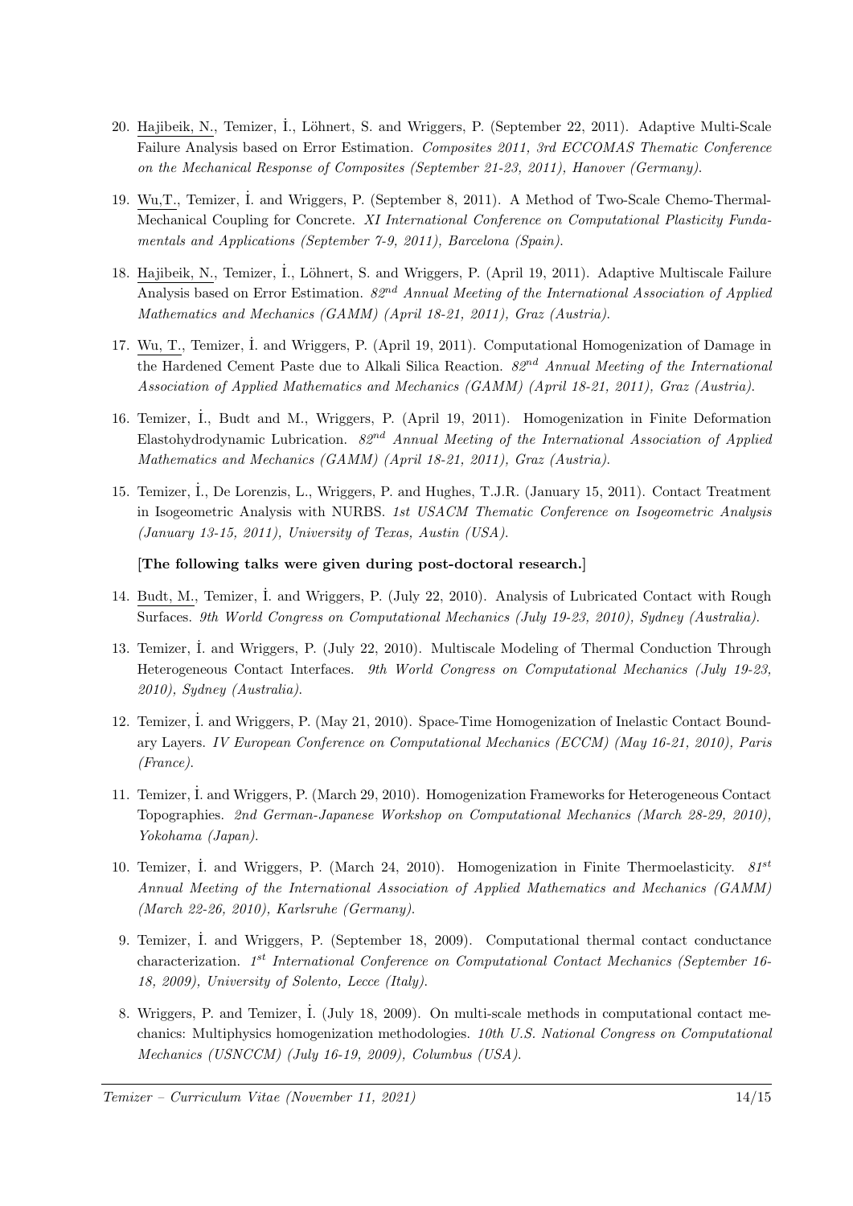20. <u>Hajibeik, N.</u>, Temizer, İ., Löhnert, S. and Wriggers, P. (September 22, 2011). Adaptive Multi-Scale Failure Analysis based on Error Estimation. *Composites 2011, 3rd ECCOMAS Thematic Conference on the Mechanical Response of Composites (September 21-23, 2011), Hanover (Germany).*

19. <u>Wu,T.</u>, Temizer, İ. and Wriggers, P. (September 8, 2011). A Method of Two-Scale Chemo-Thermal-Mechanical Coupling for Concrete. *XI International Conference on Computational Plasticity Fundamentals and Applications (September 7-9, 2011), Barcelona (Spain).*

18. <u>Hajibeik, N.</u>, Temizer, İ., Löhnert, S. and Wriggers, P. (April 19, 2011). Adaptive Multiscale Failure Analysis based on Error Estimation. *82nd Annual Meeting of the International Association of Applied Mathematics and Mechanics (GAMM) (April 18-21, 2011), Graz (Austria).*

17. <u>Wu, T.</u>, Temizer, İ. and Wriggers, P. (April 19, 2011). Computational Homogenization of Damage in the Hardened Cement Paste due to Alkali Silica Reaction. *82nd Annual Meeting of the International Association of Applied Mathematics and Mechanics (GAMM) (April 18-21, 2011), Graz (Austria).*

16. Temizer, İ., Budt and M., Wriggers, P. (April 19, 2011). Homogenization in Finite Deformation Elastohydrodynamic Lubrication. *82nd Annual Meeting of the International Association of Applied Mathematics and Mechanics (GAMM) (April 18-21, 2011), Graz (Austria).*

15. Temizer, İ., De Lorenzis, L., Wriggers, P. and Hughes, T.J.R. (January 15, 2011). Contact Treatment in Isogeometric Analysis with NURBS. *1st USACM Thematic Conference on Isogeometric Analysis (January 13-15, 2011), University of Texas, Austin (USA).*

**[The following talks were given during post-doctoral research.]**

14. <u>Budt, M.</u>, Temizer, İ. and Wriggers, P. (July 22, 2010). Analysis of Lubricated Contact with Rough Surfaces. *9th World Congress on Computational Mechanics (July 19-23, 2010), Sydney (Australia).*

13. Temizer, İ. and Wriggers, P. (July 22, 2010). Multiscale Modeling of Thermal Conduction Through Heterogeneous Contact Interfaces. *9th World Congress on Computational Mechanics (July 19-23, 2010), Sydney (Australia).*

12. Temizer, İ. and Wriggers, P. (May 21, 2010). Space-Time Homogenization of Inelastic Contact Boundary Layers. *IV European Conference on Computational Mechanics (ECCM) (May 16-21, 2010), Paris (France).*

11. Temizer, İ. and Wriggers, P. (March 29, 2010). Homogenization Frameworks for Heterogeneous Contact Topographies. *2nd German-Japanese Workshop on Computational Mechanics (March 28-29, 2010), Yokohama (Japan).*

10. Temizer, İ. and Wriggers, P. (March 24, 2010). Homogenization in Finite Thermoelasticity. *81st Annual Meeting of the International Association of Applied Mathematics and Mechanics (GAMM) (March 22-26, 2010), Karlsruhe (Germany).*

9. Temizer, İ. and Wriggers, P. (September 18, 2009). Computational thermal contact conductance characterization. *1st International Conference on Computational Contact Mechanics (September 16-18, 2009), University of Solento, Lecce (Italy).*

8. Wriggers, P. and Temizer, İ. (July 18, 2009). On multi-scale methods in computational contact mechanics: Multiphysics homogenization methodologies. *10th U.S. National Congress on Computational Mechanics (USNCCM) (July 16-19, 2009), Columbus (USA).*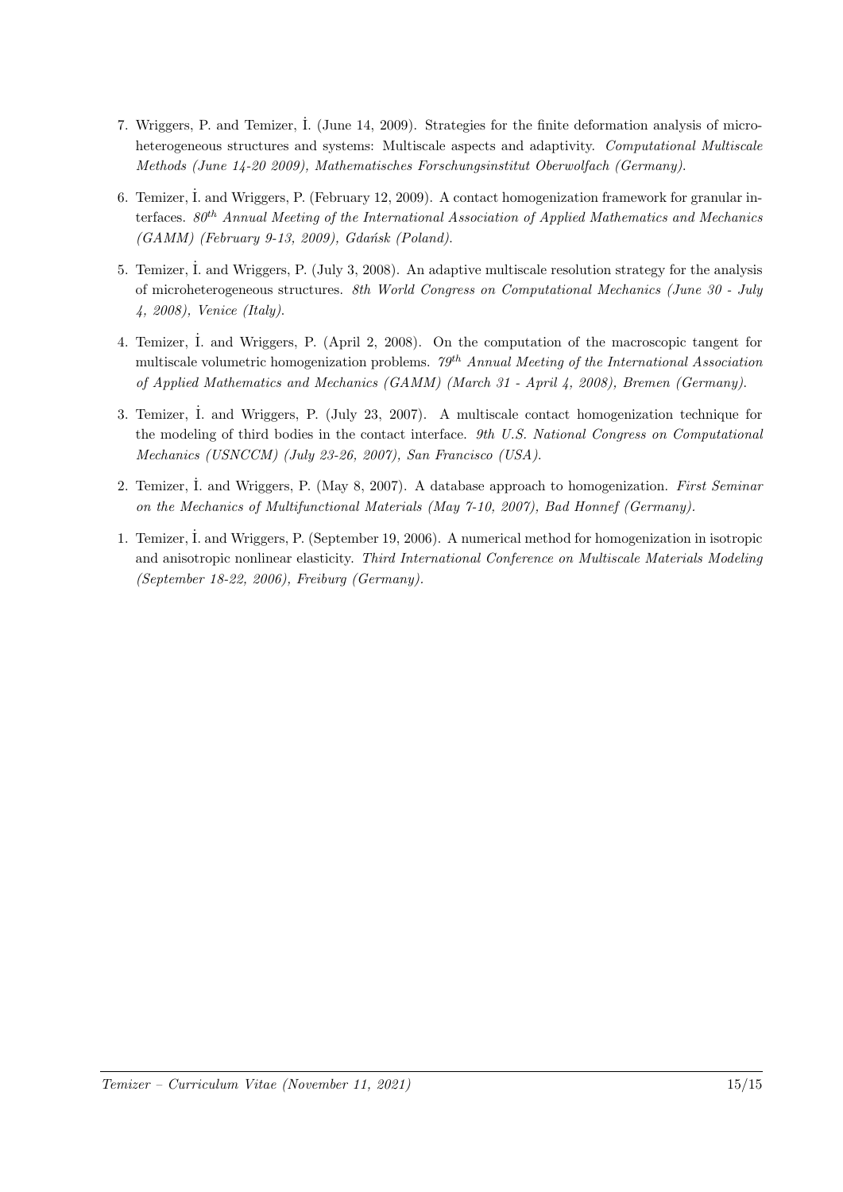7. Wriggers, P. and Temizer, İ. (June 14, 2009). Strategies for the finite deformation analysis of microheterogeneous structures and systems: Multiscale aspects and adaptivity. *Computational Multiscale Methods (June 14-20 2009), Mathematisches Forschungsinstitut Oberwolfach (Germany).*

6. Temizer, İ. and Wriggers, P. (February 12, 2009). A contact homogenization framework for granular interfaces. *80th Annual Meeting of the International Association of Applied Mathematics and Mechanics (GAMM) (February 9-13, 2009), Gdańsk (Poland).*

5. Temizer, İ. and Wriggers, P. (July 3, 2008). An adaptive multiscale resolution strategy for the analysis of microheterogeneous structures. *8th World Congress on Computational Mechanics (June 30 - July 4, 2008), Venice (Italy).*

4. Temizer, İ. and Wriggers, P. (April 2, 2008). On the computation of the macroscopic tangent for multiscale volumetric homogenization problems. *79th Annual Meeting of the International Association of Applied Mathematics and Mechanics (GAMM) (March 31 - April 4, 2008), Bremen (Germany).*

3. Temizer, İ. and Wriggers, P. (July 23, 2007). A multiscale contact homogenization technique for the modeling of third bodies in the contact interface. *9th U.S. National Congress on Computational Mechanics (USNCCM) (July 23-26, 2007), San Francisco (USA).*

2. Temizer, İ. and Wriggers, P. (May 8, 2007). A database approach to homogenization. *First Seminar on the Mechanics of Multifunctional Materials (May 7-10, 2007), Bad Honnef (Germany).*

1. Temizer, İ. and Wriggers, P. (September 19, 2006). A numerical method for homogenization in isotropic and anisotropic nonlinear elasticity. *Third International Conference on Multiscale Materials Modeling (September 18-22, 2006), Freiburg (Germany).*